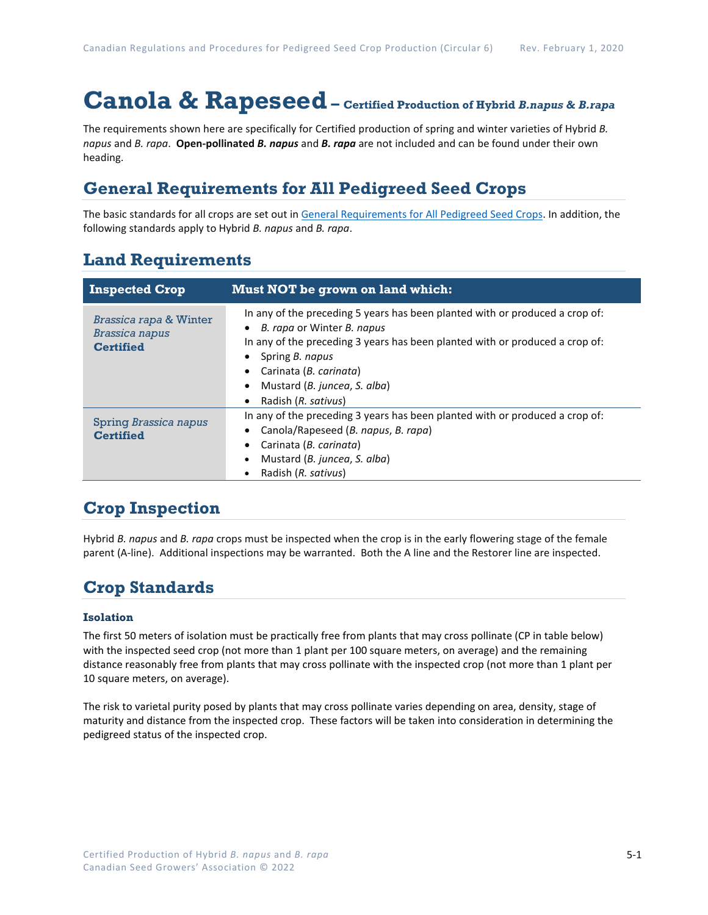# Canola & Rapeseed – Certified Production of Hybrid *B.napus* & *B.rapa*

The requirements shown here are specifically for Certified production of spring and winter varieties of Hybrid *B. napus* and *B. rapa*. **Open-pollinated *B. napus*** and ***B. rapa*** are not included and can be found under their own heading.

## General Requirements for All Pedigreed Seed Crops

The basic standards for all crops are set out in General Requirements for All Pedigreed Seed Crops. In addition, the following standards apply to Hybrid *B. napus* and *B. rapa*.

## Land Requirements

| Inspected Crop | Must NOT be grown on land which: |
|---|---|
| *Brassica rapa* & Winter *Brassica napus* **Certified** | In any of the preceding 5 years has been planted with or produced a crop of:<br>• *B. rapa* or Winter *B. napus*<br>In any of the preceding 3 years has been planted with or produced a crop of:<br>• Spring *B. napus*<br>• Carinata (*B. carinata*)<br>• Mustard (*B. juncea*, *S. alba*)<br>• Radish (*R. sativus*) |
| Spring *Brassica napus* **Certified** | In any of the preceding 3 years has been planted with or produced a crop of:<br>• Canola/Rapeseed (*B. napus*, *B. rapa*)<br>• Carinata (*B. carinata*)<br>• Mustard (*B. juncea*, *S. alba*)<br>• Radish (*R. sativus*) |

## Crop Inspection

Hybrid *B. napus* and *B. rapa* crops must be inspected when the crop is in the early flowering stage of the female parent (A-line). Additional inspections may be warranted. Both the A line and the Restorer line are inspected.

## Crop Standards

### Isolation

The first 50 meters of isolation must be practically free from plants that may cross pollinate (CP in table below) with the inspected seed crop (not more than 1 plant per 100 square meters, on average) and the remaining distance reasonably free from plants that may cross pollinate with the inspected crop (not more than 1 plant per 10 square meters, on average).

The risk to varietal purity posed by plants that may cross pollinate varies depending on area, density, stage of maturity and distance from the inspected crop. These factors will be taken into consideration in determining the pedigreed status of the inspected crop.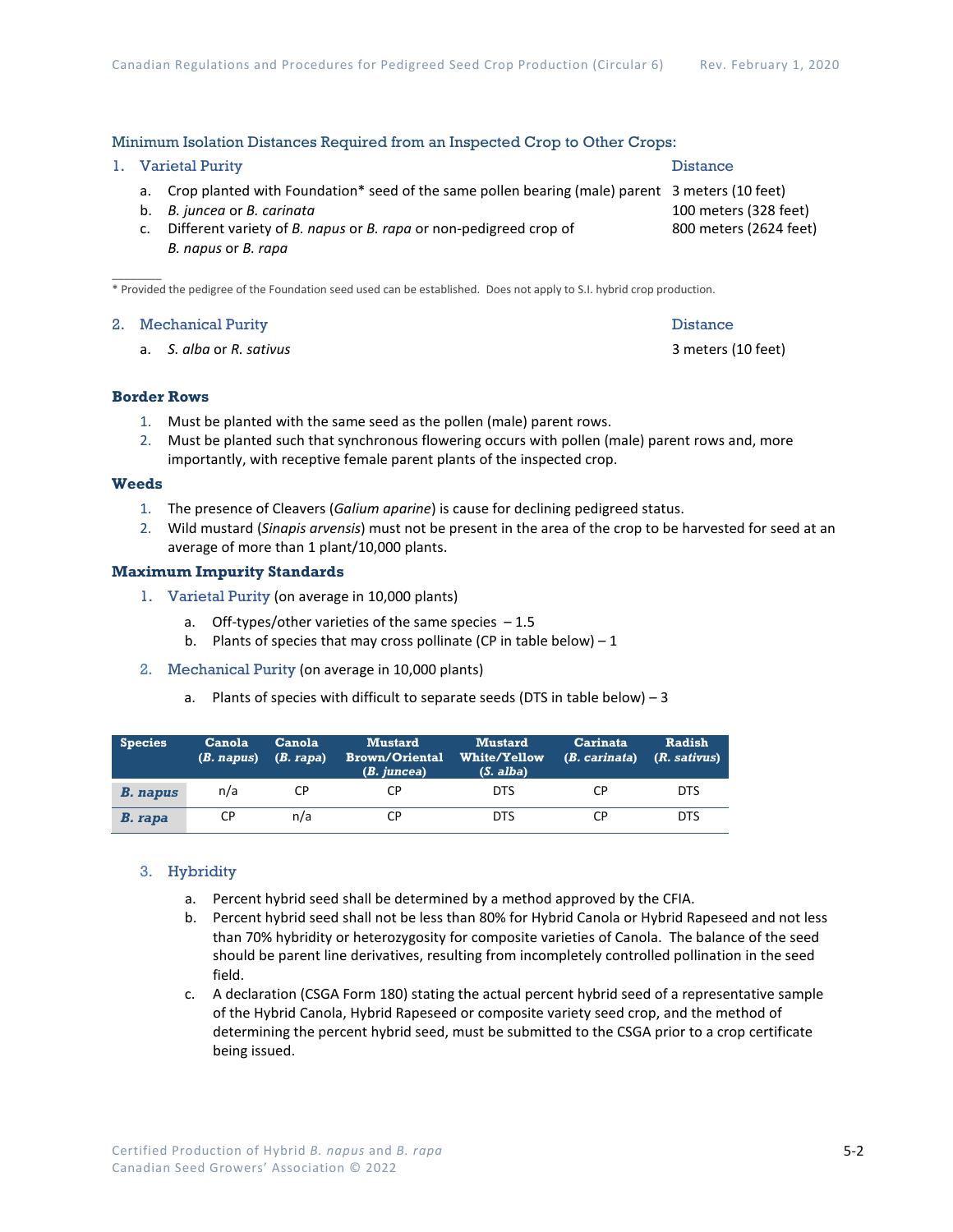## Minimum Isolation Distances Required from an Inspected Crop to Other Crops:

### 1. Varietal Purity — Distance

a. Crop planted with Foundation* seed of the same pollen bearing (male) parent — 3 meters (10 feet)

b. *B. juncea* or *B. carinata* — 100 meters (328 feet)

c. Different variety of *B. napus* or *B. rapa* or non-pedigreed crop of *B. napus* or *B. rapa* — 800 meters (2624 feet)

\* Provided the pedigree of the Foundation seed used can be established. Does not apply to S.I. hybrid crop production.

### 2. Mechanical Purity — Distance

a. *S. alba* or *R. sativus* — 3 meters (10 feet)

## Border Rows

1. Must be planted with the same seed as the pollen (male) parent rows.
2. Must be planted such that synchronous flowering occurs with pollen (male) parent rows and, more importantly, with receptive female parent plants of the inspected crop.

## Weeds

1. The presence of Cleavers (*Galium aparine*) is cause for declining pedigreed status.
2. Wild mustard (*Sinapis arvensis*) must not be present in the area of the crop to be harvested for seed at an average of more than 1 plant/10,000 plants.

## Maximum Impurity Standards

1. Varietal Purity (on average in 10,000 plants)
   a. Off-types/other varieties of the same species – 1.5
   b. Plants of species that may cross pollinate (CP in table below) – 1

2. Mechanical Purity (on average in 10,000 plants)
   a. Plants of species with difficult to separate seeds (DTS in table below) – 3

| Species | Canola (*B. napus*) | Canola (*B. rapa*) | Mustard Brown/Oriental (*B. juncea*) | Mustard White/Yellow (*S. alba*) | Carinata (*B. carinata*) | Radish (*R. sativus*) |
|---|---|---|---|---|---|---|
| ***B. napus*** | n/a | CP | CP | DTS | CP | DTS |
| ***B. rapa*** | CP | n/a | CP | DTS | CP | DTS |

3. Hybridity
   a. Percent hybrid seed shall be determined by a method approved by the CFIA.
   b. Percent hybrid seed shall not be less than 80% for Hybrid Canola or Hybrid Rapeseed and not less than 70% hybridity or heterozygosity for composite varieties of Canola. The balance of the seed should be parent line derivatives, resulting from incompletely controlled pollination in the seed field.
   c. A declaration (CSGA Form 180) stating the actual percent hybrid seed of a representative sample of the Hybrid Canola, Hybrid Rapeseed or composite variety seed crop, and the method of determining the percent hybrid seed, must be submitted to the CSGA prior to a crop certificate being issued.